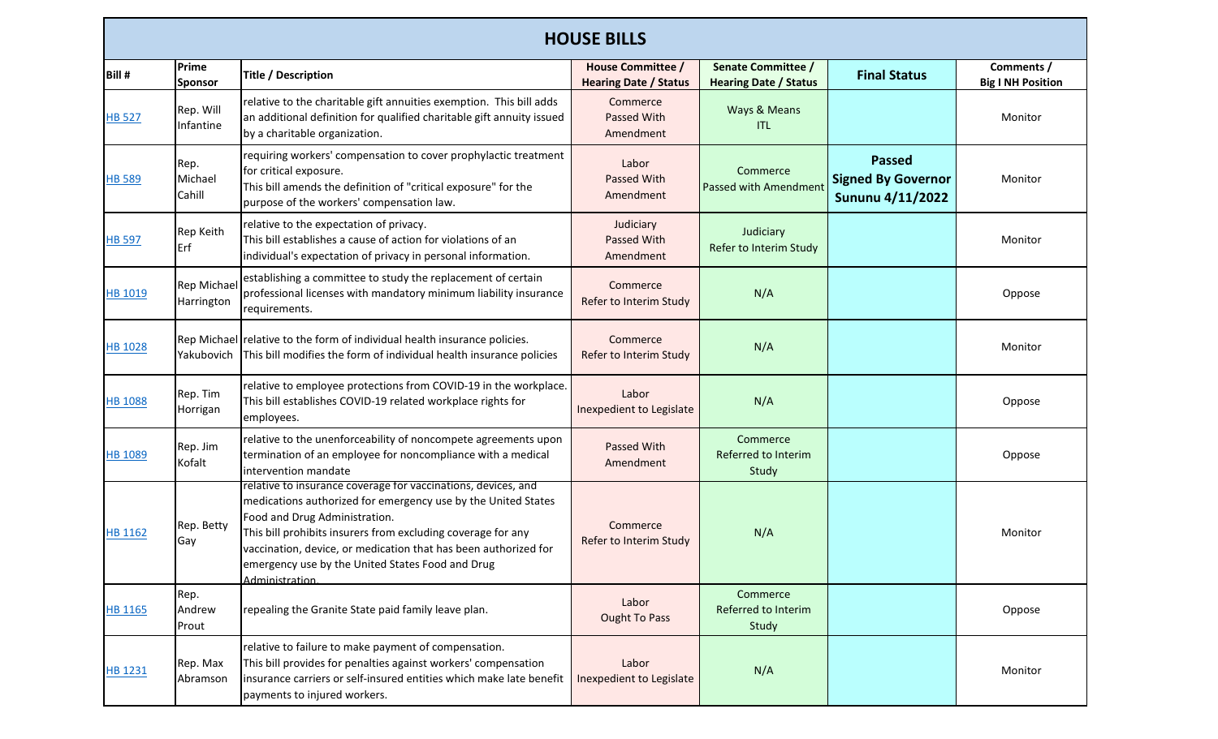# HOUSE BILLS

| Bill # | Prime Sponsor | Title / Description | House Committee / Hearing Date / Status | Senate Committee / Hearing Date / Status | Final Status | Comments / Big I NH Position |
|---|---|---|---|---|---|---|
| HB 527 | Rep. Will Infantine | relative to the charitable gift annuities exemption. This bill adds an additional definition for qualified charitable gift annuity issued by a charitable organization. | Commerce Passed With Amendment | Ways & Means ITL | | Monitor |
| HB 589 | Rep. Michael Cahill | requiring workers' compensation to cover prophylactic treatment for critical exposure. This bill amends the definition of "critical exposure" for the purpose of the workers' compensation law. | Labor Passed With Amendment | Commerce Passed with Amendment | **Passed Signed By Governor Sununu 4/11/2022** | Monitor |
| HB 597 | Rep Keith Erf | relative to the expectation of privacy. This bill establishes a cause of action for violations of an individual's expectation of privacy in personal information. | Judiciary Passed With Amendment | Judiciary Refer to Interim Study | | Monitor |
| HB 1019 | Rep Michael Harrington | establishing a committee to study the replacement of certain professional licenses with mandatory minimum liability insurance requirements. | Commerce Refer to Interim Study | N/A | | Oppose |
| HB 1028 | Rep Michael Yakubovich | relative to the form of individual health insurance policies. This bill modifies the form of individual health insurance policies | Commerce Refer to Interim Study | N/A | | Monitor |
| HB 1088 | Rep. Tim Horrigan | relative to employee protections from COVID-19 in the workplace. This bill establishes COVID-19 related workplace rights for employees. | Labor Inexpedient to Legislate | N/A | | Oppose |
| HB 1089 | Rep. Jim Kofalt | relative to the unenforceability of noncompete agreements upon termination of an employee for noncompliance with a medical intervention mandate | Passed With Amendment | Commerce Referred to Interim Study | | Oppose |
| HB 1162 | Rep. Betty Gay | relative to insurance coverage for vaccinations, devices, and medications authorized for emergency use by the United States Food and Drug Administration. This bill prohibits insurers from excluding coverage for any vaccination, device, or medication that has been authorized for emergency use by the United States Food and Drug Administration. | Commerce Refer to Interim Study | N/A | | Monitor |
| HB 1165 | Rep. Andrew Prout | repealing the Granite State paid family leave plan. | Labor Ought To Pass | Commerce Referred to Interim Study | | Oppose |
| HB 1231 | Rep. Max Abramson | relative to failure to make payment of compensation. This bill provides for penalties against workers' compensation insurance carriers or self-insured entities which make late benefit payments to injured workers. | Labor Inexpedient to Legislate | N/A | | Monitor |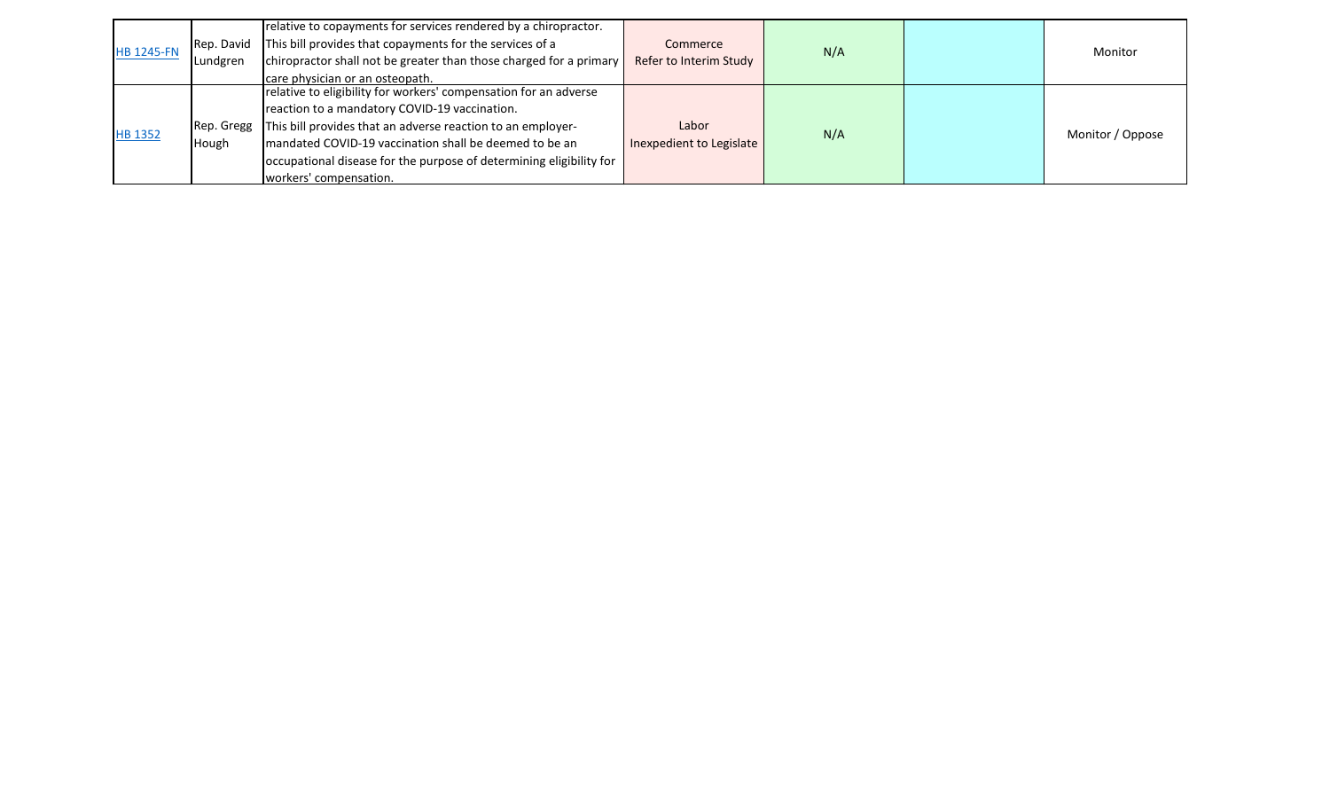| | | | | | | |
|---|---|---|---|---|---|---|
| HB 1245-FN | Rep. David Lundgren | relative to copayments for services rendered by a chiropractor. This bill provides that copayments for the services of a chiropractor shall not be greater than those charged for a primary care physician or an osteopath. | Commerce Refer to Interim Study | N/A | | Monitor |
| HB 1352 | Rep. Gregg Hough | relative to eligibility for workers' compensation for an adverse reaction to a mandatory COVID-19 vaccination. This bill provides that an adverse reaction to an employer-mandated COVID-19 vaccination shall be deemed to be an occupational disease for the purpose of determining eligibility for workers' compensation. | Labor Inexpedient to Legislate | N/A | | Monitor / Oppose |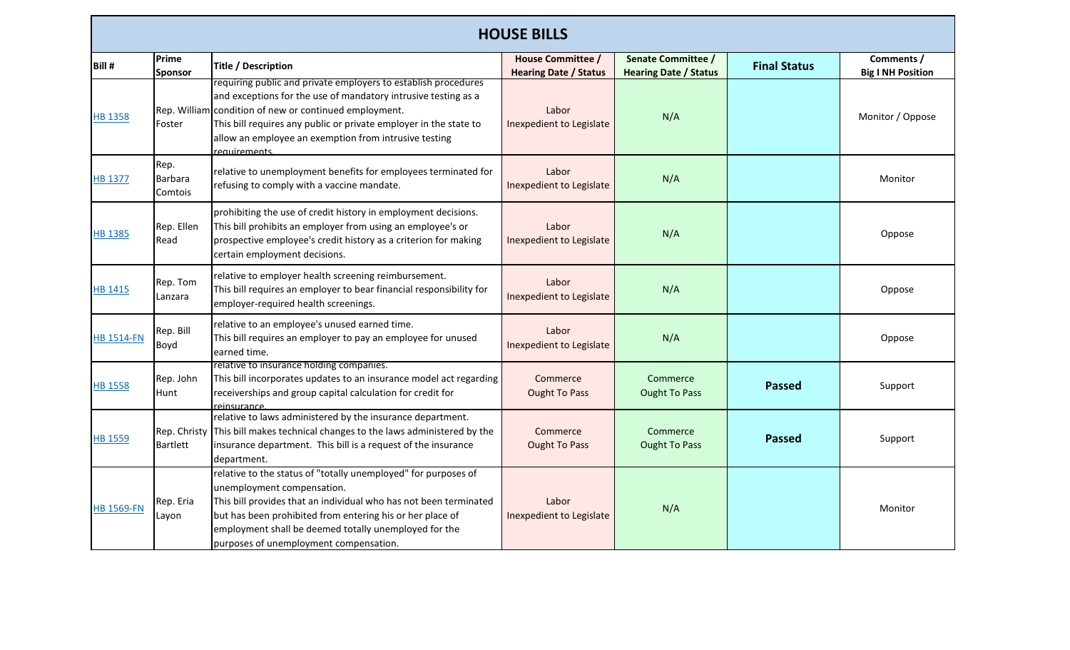# HOUSE BILLS

| Bill # | Prime Sponsor | Title / Description | House Committee / Hearing Date / Status | Senate Committee / Hearing Date / Status | Final Status | Comments / Big I NH Position |
|---|---|---|---|---|---|---|
| HB 1358 | Rep. William Foster | requiring public and private employers to establish procedures and exceptions for the use of mandatory intrusive testing as a condition of new or continued employment. This bill requires any public or private employer in the state to allow an employee an exemption from intrusive testing requirements. | Labor Inexpedient to Legislate | N/A | | Monitor / Oppose |
| HB 1377 | Rep. Barbara Comtois | relative to unemployment benefits for employees terminated for refusing to comply with a vaccine mandate. | Labor Inexpedient to Legislate | N/A | | Monitor |
| HB 1385 | Rep. Ellen Read | prohibiting the use of credit history in employment decisions. This bill prohibits an employer from using an employee's or prospective employee's credit history as a criterion for making certain employment decisions. | Labor Inexpedient to Legislate | N/A | | Oppose |
| HB 1415 | Rep. Tom Lanzara | relative to employer health screening reimbursement. This bill requires an employer to bear financial responsibility for employer-required health screenings. | Labor Inexpedient to Legislate | N/A | | Oppose |
| HB 1514-FN | Rep. Bill Boyd | relative to an employee's unused earned time. This bill requires an employer to pay an employee for unused earned time. | Labor Inexpedient to Legislate | N/A | | Oppose |
| HB 1558 | Rep. John Hunt | relative to insurance holding companies. This bill incorporates updates to an insurance model act regarding receiverships and group capital calculation for credit for reinsurance. | Commerce Ought To Pass | Commerce Ought To Pass | **Passed** | Support |
| HB 1559 | Rep. Christy Bartlett | relative to laws administered by the insurance department. This bill makes technical changes to the laws administered by the insurance department. This bill is a request of the insurance department. | Commerce Ought To Pass | Commerce Ought To Pass | **Passed** | Support |
| HB 1569-FN | Rep. Eria Layon | relative to the status of "totally unemployed" for purposes of unemployment compensation. This bill provides that an individual who has not been terminated but has been prohibited from entering his or her place of employment shall be deemed totally unemployed for the purposes of unemployment compensation. | Labor Inexpedient to Legislate | N/A | | Monitor |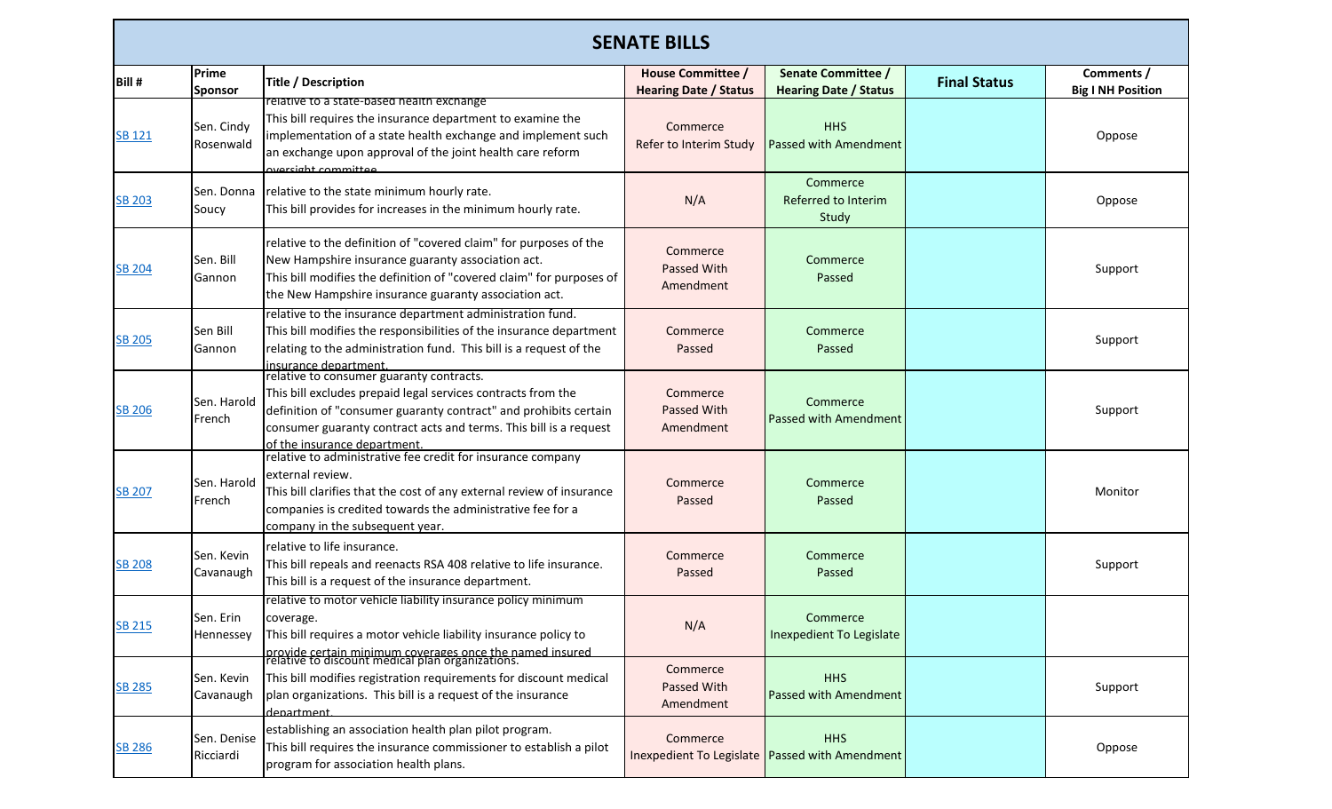## SENATE BILLS

| Bill # | Prime Sponsor | Title / Description | House Committee / Hearing Date / Status | Senate Committee / Hearing Date / Status | Final Status | Comments / Big I NH Position |
|---|---|---|---|---|---|---|
| SB 121 | Sen. Cindy Rosenwald | relative to a state-based health exchange This bill requires the insurance department to examine the implementation of a state health exchange and implement such an exchange upon approval of the joint health care reform oversight committee. | Commerce Refer to Interim Study | HHS Passed with Amendment | | Oppose |
| SB 203 | Sen. Donna Soucy | relative to the state minimum hourly rate. This bill provides for increases in the minimum hourly rate. | N/A | Commerce Referred to Interim Study | | Oppose |
| SB 204 | Sen. Bill Gannon | relative to the definition of "covered claim" for purposes of the New Hampshire insurance guaranty association act. This bill modifies the definition of "covered claim" for purposes of the New Hampshire insurance guaranty association act. | Commerce Passed With Amendment | Commerce Passed | | Support |
| SB 205 | Sen Bill Gannon | relative to the insurance department administration fund. This bill modifies the responsibilities of the insurance department relating to the administration fund. This bill is a request of the insurance department. | Commerce Passed | Commerce Passed | | Support |
| SB 206 | Sen. Harold French | relative to consumer guaranty contracts. This bill excludes prepaid legal services contracts from the definition of "consumer guaranty contract" and prohibits certain consumer guaranty contract acts and terms. This bill is a request of the insurance department. | Commerce Passed With Amendment | Commerce Passed with Amendment | | Support |
| SB 207 | Sen. Harold French | relative to administrative fee credit for insurance company external review. This bill clarifies that the cost of any external review of insurance companies is credited towards the administrative fee for a company in the subsequent year. | Commerce Passed | Commerce Passed | | Monitor |
| SB 208 | Sen. Kevin Cavanaugh | relative to life insurance. This bill repeals and reenacts RSA 408 relative to life insurance. This bill is a request of the insurance department. | Commerce Passed | Commerce Passed | | Support |
| SB 215 | Sen. Erin Hennessey | relative to motor vehicle liability insurance policy minimum coverage. This bill requires a motor vehicle liability insurance policy to provide certain minimum coverages once the named insured | N/A | Commerce Inexpedient To Legislate | | |
| SB 285 | Sen. Kevin Cavanaugh | relative to discount medical plan organizations. This bill modifies registration requirements for discount medical plan organizations. This bill is a request of the insurance department. | Commerce Passed With Amendment | HHS Passed with Amendment | | Support |
| SB 286 | Sen. Denise Ricciardi | establishing an association health plan pilot program. This bill requires the insurance commissioner to establish a pilot program for association health plans. | Commerce Inexpedient To Legislate | HHS Passed with Amendment | | Oppose |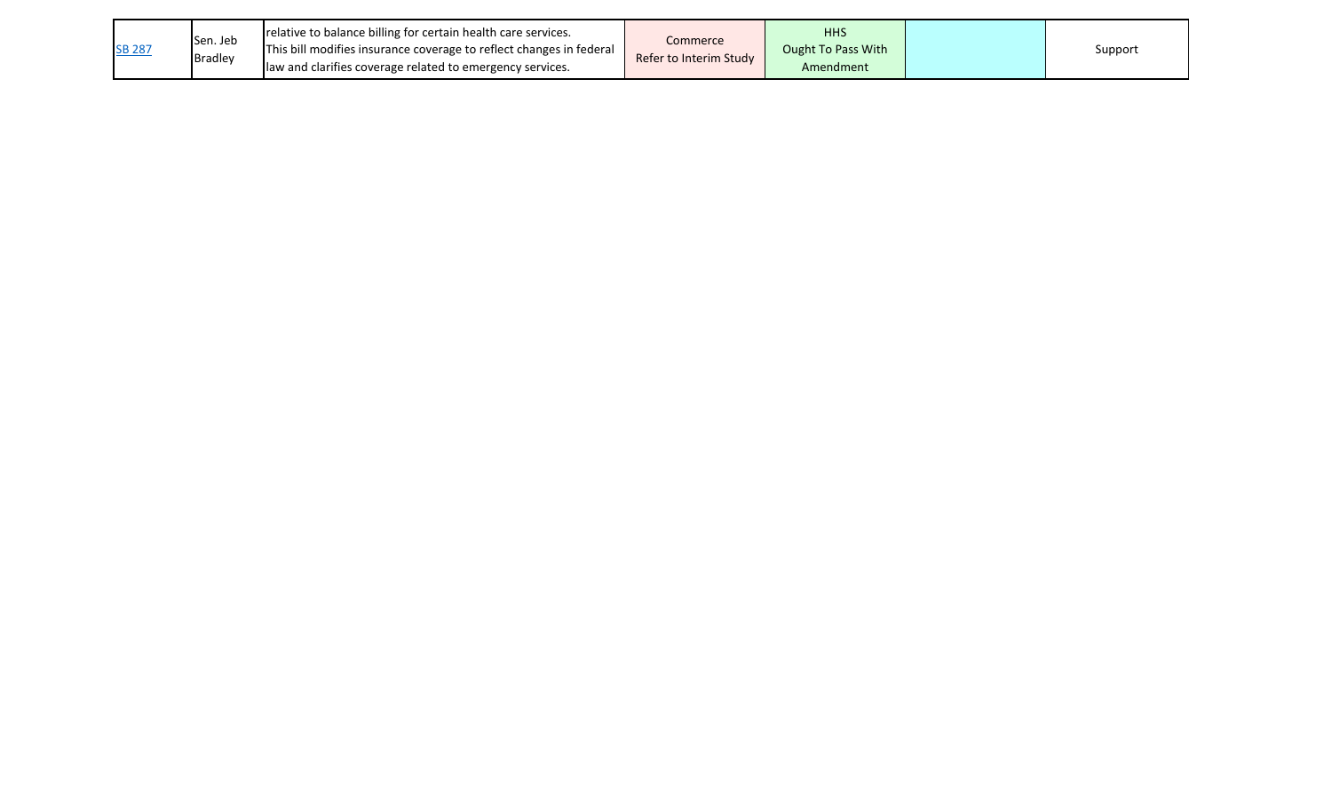| | | | | | | |
|---|---|---|---|---|---|---|
| SB 287 | Sen. Jeb Bradley | relative to balance billing for certain health care services. This bill modifies insurance coverage to reflect changes in federal law and clarifies coverage related to emergency services. | Commerce Refer to Interim Study | HHS Ought To Pass With Amendment | | Support |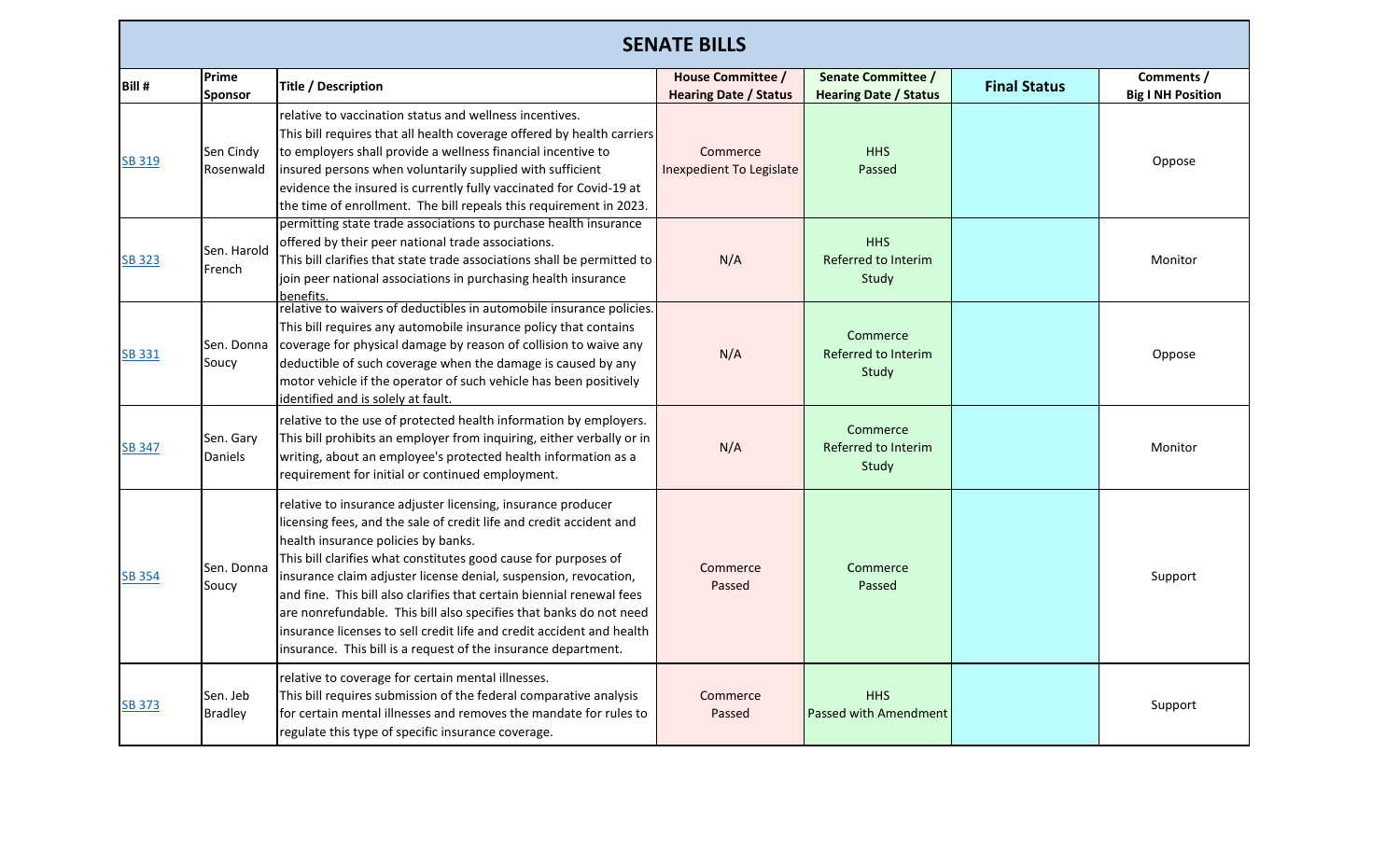| SENATE BILLS | | | | | | |
|---|---|---|---|---|---|---|
| **Bill #** | **Prime Sponsor** | **Title / Description** | **House Committee / Hearing Date / Status** | **Senate Committee / Hearing Date / Status** | **Final Status** | **Comments / Big I NH Position** |
| SB 319 | Sen Cindy Rosenwald | relative to vaccination status and wellness incentives. This bill requires that all health coverage offered by health carriers to employers shall provide a wellness financial incentive to insured persons when voluntarily supplied with sufficient evidence the insured is currently fully vaccinated for Covid-19 at the time of enrollment. The bill repeals this requirement in 2023. | Commerce Inexpedient To Legislate | HHS Passed | | Oppose |
| SB 323 | Sen. Harold French | permitting state trade associations to purchase health insurance offered by their peer national trade associations. This bill clarifies that state trade associations shall be permitted to join peer national associations in purchasing health insurance benefits. | N/A | HHS Referred to Interim Study | | Monitor |
| SB 331 | Sen. Donna Soucy | relative to waivers of deductibles in automobile insurance policies. This bill requires any automobile insurance policy that contains coverage for physical damage by reason of collision to waive any deductible of such coverage when the damage is caused by any motor vehicle if the operator of such vehicle has been positively identified and is solely at fault. | N/A | Commerce Referred to Interim Study | | Oppose |
| SB 347 | Sen. Gary Daniels | relative to the use of protected health information by employers. This bill prohibits an employer from inquiring, either verbally or in writing, about an employee's protected health information as a requirement for initial or continued employment. | N/A | Commerce Referred to Interim Study | | Monitor |
| SB 354 | Sen. Donna Soucy | relative to insurance adjuster licensing, insurance producer licensing fees, and the sale of credit life and credit accident and health insurance policies by banks. This bill clarifies what constitutes good cause for purposes of insurance claim adjuster license denial, suspension, revocation, and fine. This bill also clarifies that certain biennial renewal fees are nonrefundable. This bill also specifies that banks do not need insurance licenses to sell credit life and credit accident and health insurance. This bill is a request of the insurance department. | Commerce Passed | Commerce Passed | | Support |
| SB 373 | Sen. Jeb Bradley | relative to coverage for certain mental illnesses. This bill requires submission of the federal comparative analysis for certain mental illnesses and removes the mandate for rules to regulate this type of specific insurance coverage. | Commerce Passed | HHS Passed with Amendment | | Support |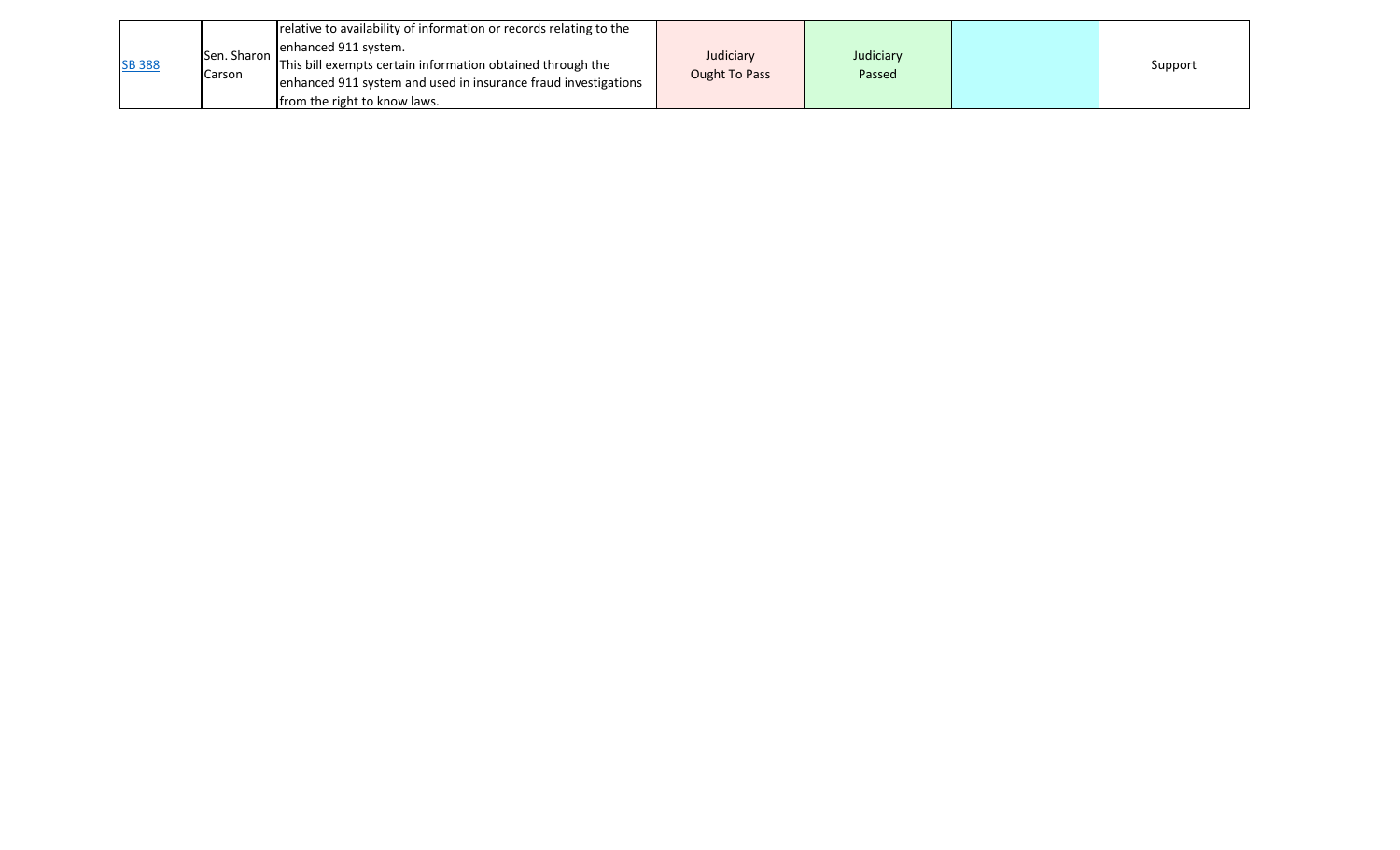| | | | | | | |
|---|---|---|---|---|---|---|
| SB 388 | Sen. Sharon Carson | relative to availability of information or records relating to the enhanced 911 system. This bill exempts certain information obtained through the enhanced 911 system and used in insurance fraud investigations from the right to know laws. | Judiciary Ought To Pass | Judiciary Passed | | Support |